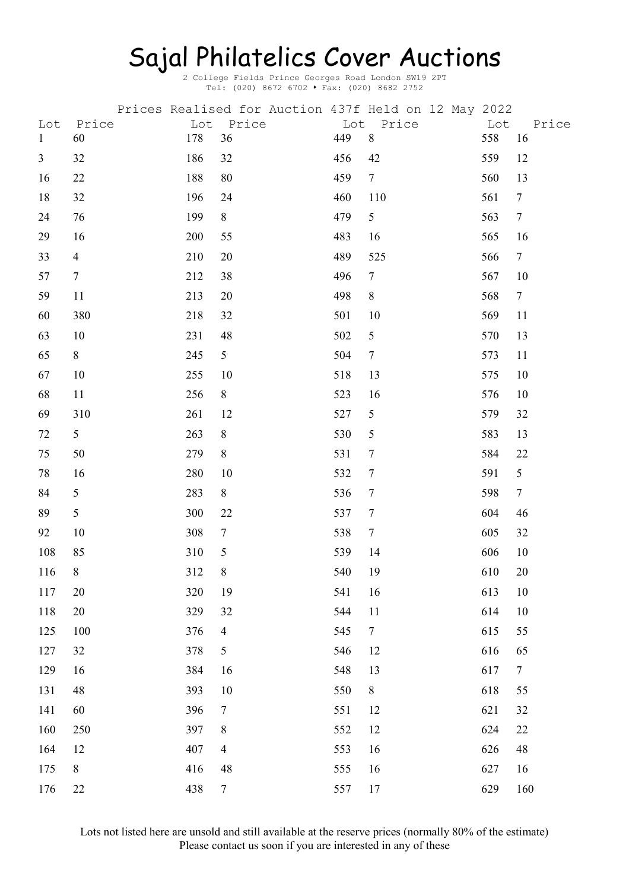# Sajal Philatelics Cover Auctions

2 College Fields Prince Georges Road London SW19 2PT
Tel: (020) 8672 6702 • Fax: (020) 8682 2752

Prices Realised for Auction 437f Held on 12 May 2022

| Lot | Price | Lot | Price | Lot | Price | Lot | Price |
|---|---|---|---|---|---|---|---|
| 1 | 60 | 178 | 36 | 449 | 8 | 558 | 16 |
| 3 | 32 | 186 | 32 | 456 | 42 | 559 | 12 |
| 16 | 22 | 188 | 80 | 459 | 7 | 560 | 13 |
| 18 | 32 | 196 | 24 | 460 | 110 | 561 | 7 |
| 24 | 76 | 199 | 8 | 479 | 5 | 563 | 7 |
| 29 | 16 | 200 | 55 | 483 | 16 | 565 | 16 |
| 33 | 4 | 210 | 20 | 489 | 525 | 566 | 7 |
| 57 | 7 | 212 | 38 | 496 | 7 | 567 | 10 |
| 59 | 11 | 213 | 20 | 498 | 8 | 568 | 7 |
| 60 | 380 | 218 | 32 | 501 | 10 | 569 | 11 |
| 63 | 10 | 231 | 48 | 502 | 5 | 570 | 13 |
| 65 | 8 | 245 | 5 | 504 | 7 | 573 | 11 |
| 67 | 10 | 255 | 10 | 518 | 13 | 575 | 10 |
| 68 | 11 | 256 | 8 | 523 | 16 | 576 | 10 |
| 69 | 310 | 261 | 12 | 527 | 5 | 579 | 32 |
| 72 | 5 | 263 | 8 | 530 | 5 | 583 | 13 |
| 75 | 50 | 279 | 8 | 531 | 7 | 584 | 22 |
| 78 | 16 | 280 | 10 | 532 | 7 | 591 | 5 |
| 84 | 5 | 283 | 8 | 536 | 7 | 598 | 7 |
| 89 | 5 | 300 | 22 | 537 | 7 | 604 | 46 |
| 92 | 10 | 308 | 7 | 538 | 7 | 605 | 32 |
| 108 | 85 | 310 | 5 | 539 | 14 | 606 | 10 |
| 116 | 8 | 312 | 8 | 540 | 19 | 610 | 20 |
| 117 | 20 | 320 | 19 | 541 | 16 | 613 | 10 |
| 118 | 20 | 329 | 32 | 544 | 11 | 614 | 10 |
| 125 | 100 | 376 | 4 | 545 | 7 | 615 | 55 |
| 127 | 32 | 378 | 5 | 546 | 12 | 616 | 65 |
| 129 | 16 | 384 | 16 | 548 | 13 | 617 | 7 |
| 131 | 48 | 393 | 10 | 550 | 8 | 618 | 55 |
| 141 | 60 | 396 | 7 | 551 | 12 | 621 | 32 |
| 160 | 250 | 397 | 8 | 552 | 12 | 624 | 22 |
| 164 | 12 | 407 | 4 | 553 | 16 | 626 | 48 |
| 175 | 8 | 416 | 48 | 555 | 16 | 627 | 16 |
| 176 | 22 | 438 | 7 | 557 | 17 | 629 | 160 |

Lots not listed here are unsold and still available at the reserve prices (normally 80% of the estimate)
Please contact us soon if you are interested in any of these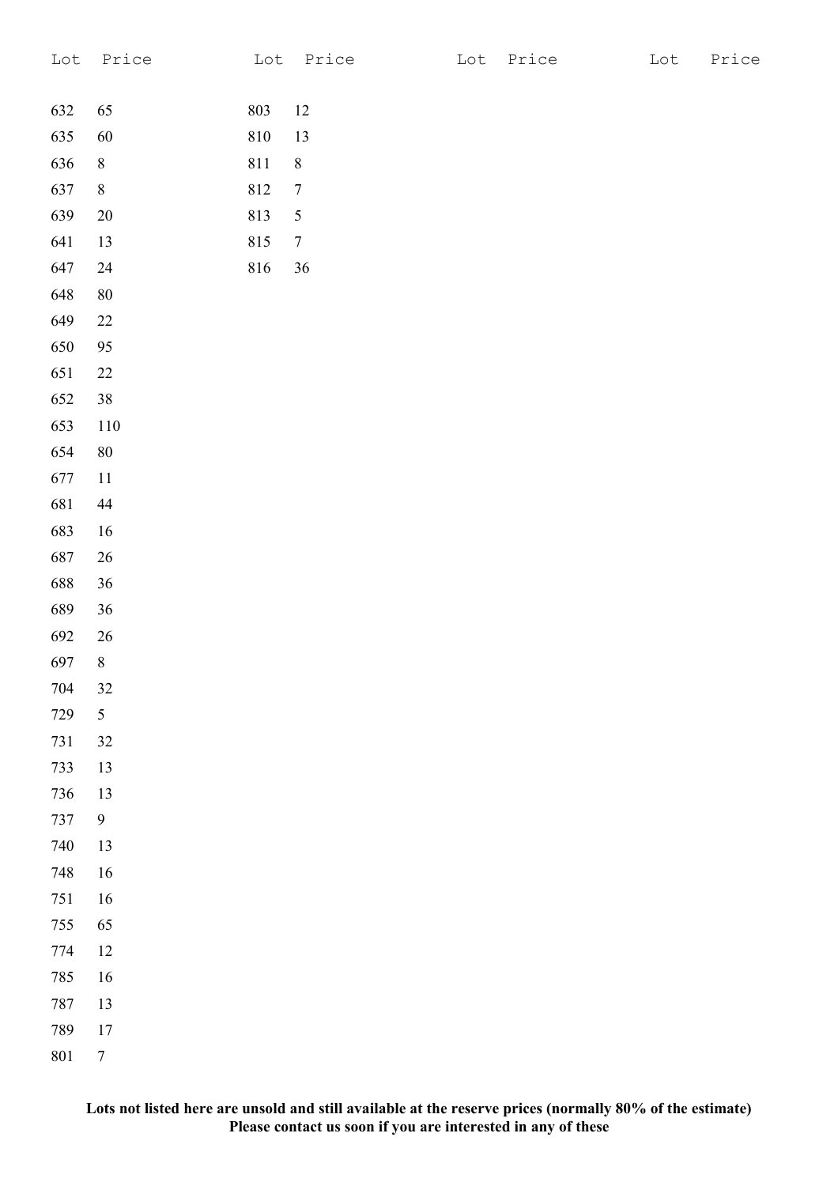| Lot | Price | Lot | Price | Lot | Price | Lot | Price |
|---|---|---|---|---|---|---|---|
| 632 | 65 | 803 | 12 | | | | |
| 635 | 60 | 810 | 13 | | | | |
| 636 | 8 | 811 | 8 | | | | |
| 637 | 8 | 812 | 7 | | | | |
| 639 | 20 | 813 | 5 | | | | |
| 641 | 13 | 815 | 7 | | | | |
| 647 | 24 | 816 | 36 | | | | |
| 648 | 80 | | | | | | |
| 649 | 22 | | | | | | |
| 650 | 95 | | | | | | |
| 651 | 22 | | | | | | |
| 652 | 38 | | | | | | |
| 653 | 110 | | | | | | |
| 654 | 80 | | | | | | |
| 677 | 11 | | | | | | |
| 681 | 44 | | | | | | |
| 683 | 16 | | | | | | |
| 687 | 26 | | | | | | |
| 688 | 36 | | | | | | |
| 689 | 36 | | | | | | |
| 692 | 26 | | | | | | |
| 697 | 8 | | | | | | |
| 704 | 32 | | | | | | |
| 729 | 5 | | | | | | |
| 731 | 32 | | | | | | |
| 733 | 13 | | | | | | |
| 736 | 13 | | | | | | |
| 737 | 9 | | | | | | |
| 740 | 13 | | | | | | |
| 748 | 16 | | | | | | |
| 751 | 16 | | | | | | |
| 755 | 65 | | | | | | |
| 774 | 12 | | | | | | |
| 785 | 16 | | | | | | |
| 787 | 13 | | | | | | |
| 789 | 17 | | | | | | |
| 801 | 7 | | | | | | |

**Lots not listed here are unsold and still available at the reserve prices (normally 80% of the estimate)**
**Please contact us soon if you are interested in any of these**